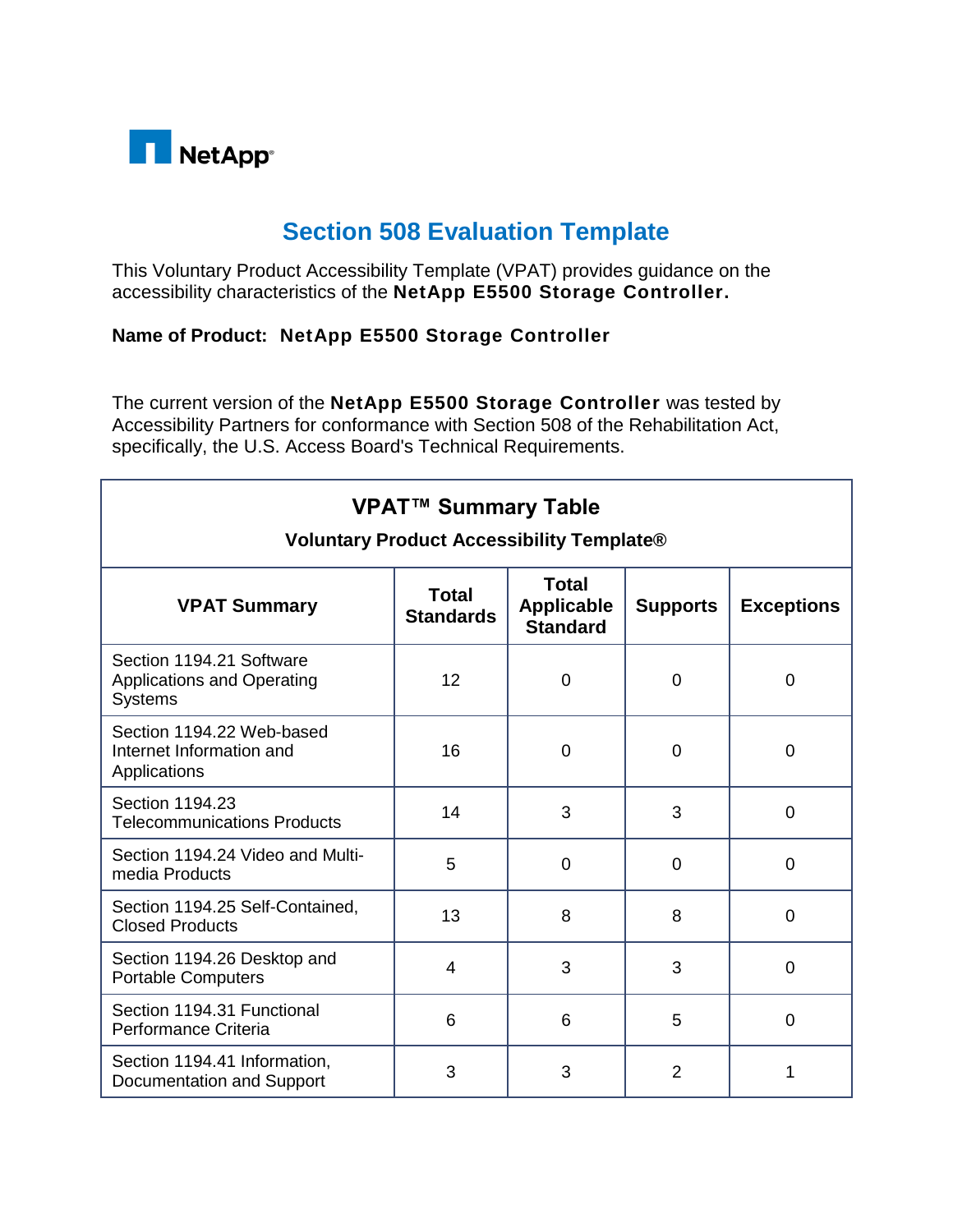NetApp

# Section 508 Evaluation Template

This Voluntary Product Accessibility Template (VPAT) provides guidance on the accessibility characteristics of the **NetApp E5500 Storage Controller.**

**Name of Product: NetApp E5500 Storage Controller**

The current version of the **NetApp E5500 Storage Controller** was tested by Accessibility Partners for conformance with Section 508 of the Rehabilitation Act, specifically, the U.S. Access Board's Technical Requirements.

| **VPAT™ Summary Table**<br>**Voluntary Product Accessibility Template®** | | | | |
|---|---|---|---|---|
| **VPAT Summary** | **Total Standards** | **Total Applicable Standard** | **Supports** | **Exceptions** |
| Section 1194.21 Software Applications and Operating Systems | 12 | 0 | 0 | 0 |
| Section 1194.22 Web-based Internet Information and Applications | 16 | 0 | 0 | 0 |
| Section 1194.23 Telecommunications Products | 14 | 3 | 3 | 0 |
| Section 1194.24 Video and Multi-media Products | 5 | 0 | 0 | 0 |
| Section 1194.25 Self-Contained, Closed Products | 13 | 8 | 8 | 0 |
| Section 1194.26 Desktop and Portable Computers | 4 | 3 | 3 | 0 |
| Section 1194.31 Functional Performance Criteria | 6 | 6 | 5 | 0 |
| Section 1194.41 Information, Documentation and Support | 3 | 3 | 2 | 1 |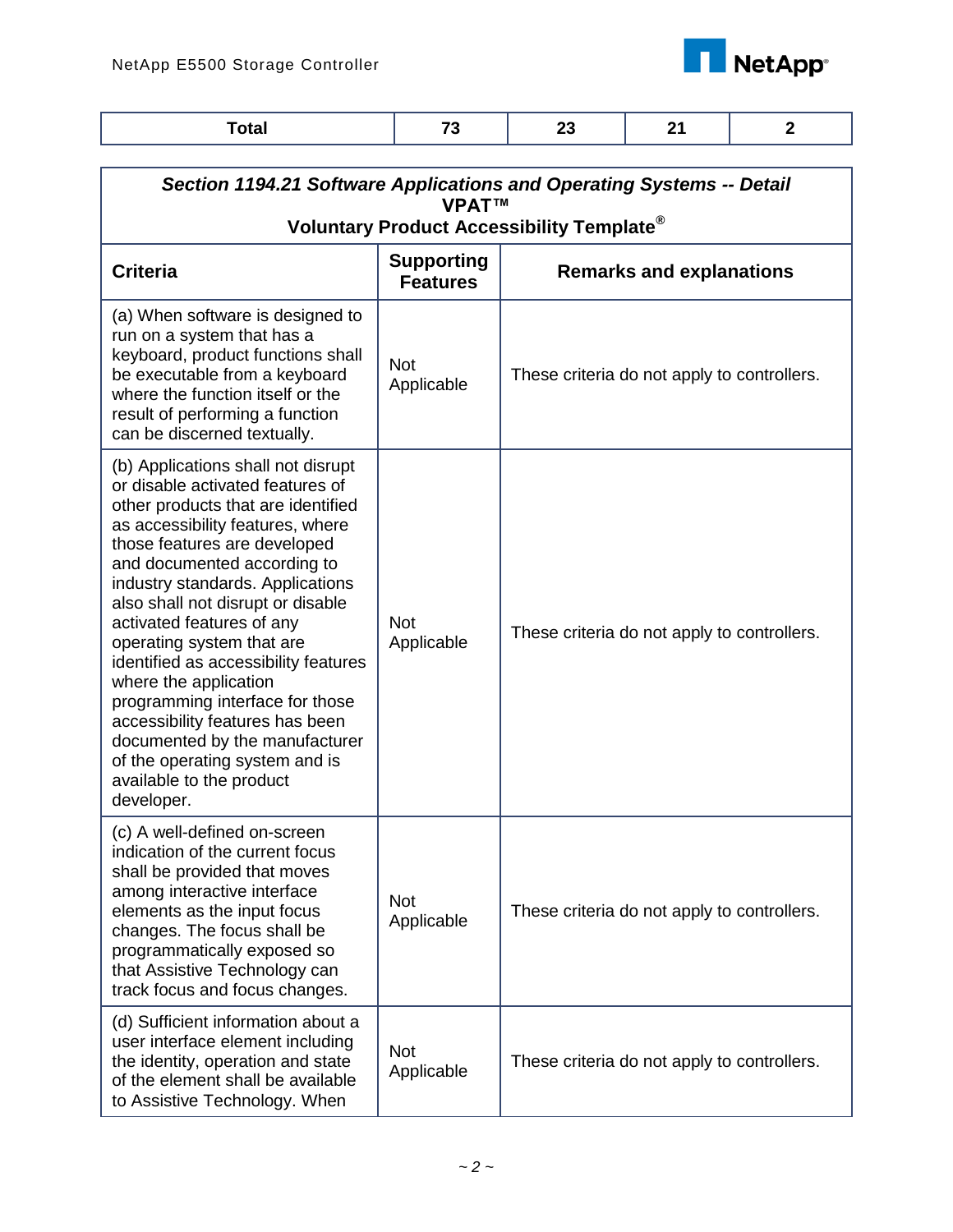| Total | 73 | 23 | 21 | 2 |
|---|---|---|---|---|

| ***Section 1194.21 Software Applications and Operating Systems -- Detail*** **VPAT™ Voluntary Product Accessibility Template®** | | |
|---|---|---|
| **Criteria** | **Supporting Features** | **Remarks and explanations** |
| (a) When software is designed to run on a system that has a keyboard, product functions shall be executable from a keyboard where the function itself or the result of performing a function can be discerned textually. | Not Applicable | These criteria do not apply to controllers. |
| (b) Applications shall not disrupt or disable activated features of other products that are identified as accessibility features, where those features are developed and documented according to industry standards. Applications also shall not disrupt or disable activated features of any operating system that are identified as accessibility features where the application programming interface for those accessibility features has been documented by the manufacturer of the operating system and is available to the product developer. | Not Applicable | These criteria do not apply to controllers. |
| (c) A well-defined on-screen indication of the current focus shall be provided that moves among interactive interface elements as the input focus changes. The focus shall be programmatically exposed so that Assistive Technology can track focus and focus changes. | Not Applicable | These criteria do not apply to controllers. |
| (d) Sufficient information about a user interface element including the identity, operation and state of the element shall be available to Assistive Technology. When | Not Applicable | These criteria do not apply to controllers. |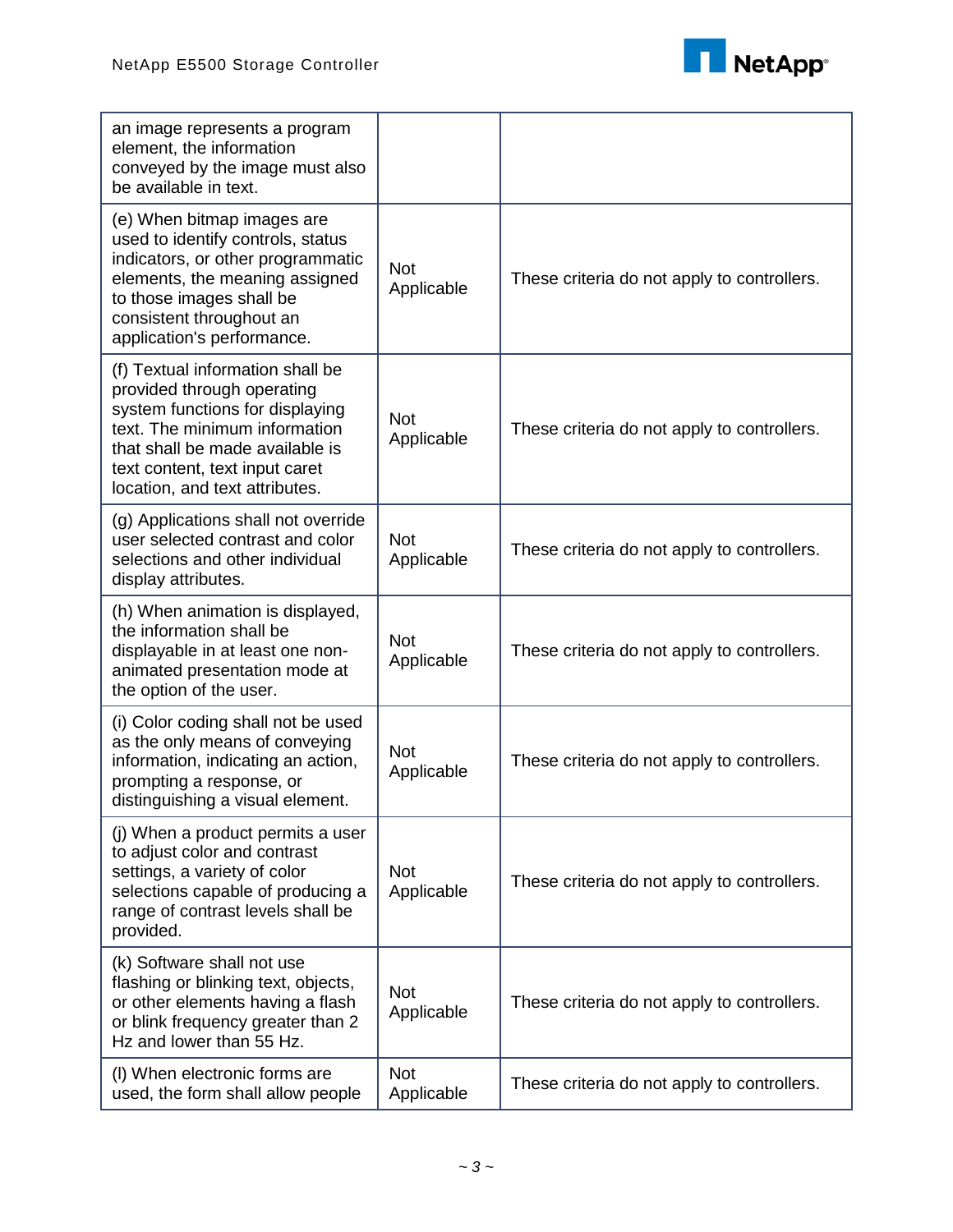| | | |
|---|---|---|
| an image represents a program element, the information conveyed by the image must also be available in text. | | |
| (e) When bitmap images are used to identify controls, status indicators, or other programmatic elements, the meaning assigned to those images shall be consistent throughout an application's performance. | Not Applicable | These criteria do not apply to controllers. |
| (f) Textual information shall be provided through operating system functions for displaying text. The minimum information that shall be made available is text content, text input caret location, and text attributes. | Not Applicable | These criteria do not apply to controllers. |
| (g) Applications shall not override user selected contrast and color selections and other individual display attributes. | Not Applicable | These criteria do not apply to controllers. |
| (h) When animation is displayed, the information shall be displayable in at least one non-animated presentation mode at the option of the user. | Not Applicable | These criteria do not apply to controllers. |
| (i) Color coding shall not be used as the only means of conveying information, indicating an action, prompting a response, or distinguishing a visual element. | Not Applicable | These criteria do not apply to controllers. |
| (j) When a product permits a user to adjust color and contrast settings, a variety of color selections capable of producing a range of contrast levels shall be provided. | Not Applicable | These criteria do not apply to controllers. |
| (k) Software shall not use flashing or blinking text, objects, or other elements having a flash or blink frequency greater than 2 Hz and lower than 55 Hz. | Not Applicable | These criteria do not apply to controllers. |
| (l) When electronic forms are used, the form shall allow people | Not Applicable | These criteria do not apply to controllers. |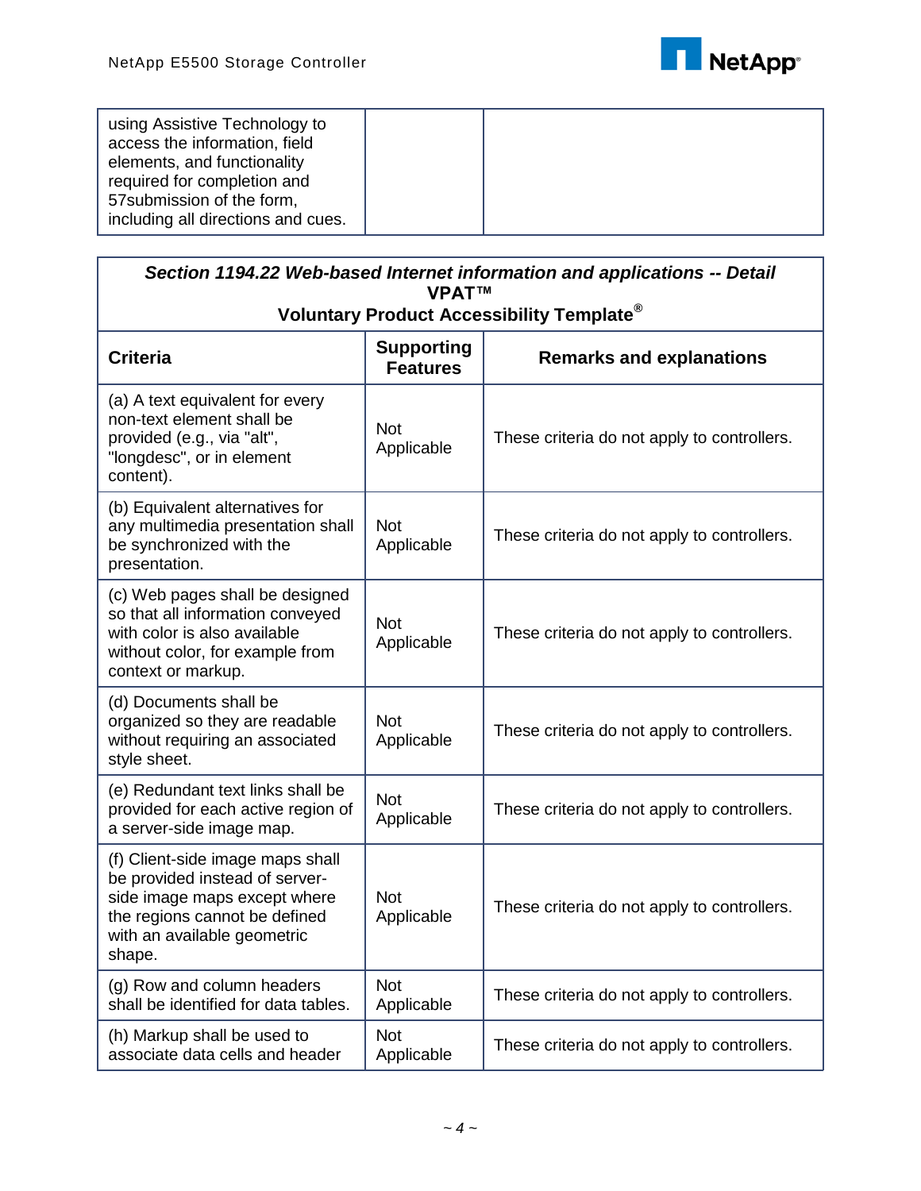| | | |
|---|---|---|
| using Assistive Technology to access the information, field elements, and functionality required for completion and 57submission of the form, including all directions and cues. | | |

| ***Section 1194.22 Web-based Internet information and applications -- Detail*** **VPAT™ Voluntary Product Accessibility Template®** | | |
|---|---|---|
| **Criteria** | **Supporting Features** | **Remarks and explanations** |
| (a) A text equivalent for every non-text element shall be provided (e.g., via "alt", "longdesc", or in element content). | Not Applicable | These criteria do not apply to controllers. |
| (b) Equivalent alternatives for any multimedia presentation shall be synchronized with the presentation. | Not Applicable | These criteria do not apply to controllers. |
| (c) Web pages shall be designed so that all information conveyed with color is also available without color, for example from context or markup. | Not Applicable | These criteria do not apply to controllers. |
| (d) Documents shall be organized so they are readable without requiring an associated style sheet. | Not Applicable | These criteria do not apply to controllers. |
| (e) Redundant text links shall be provided for each active region of a server-side image map. | Not Applicable | These criteria do not apply to controllers. |
| (f) Client-side image maps shall be provided instead of server-side image maps except where the regions cannot be defined with an available geometric shape. | Not Applicable | These criteria do not apply to controllers. |
| (g) Row and column headers shall be identified for data tables. | Not Applicable | These criteria do not apply to controllers. |
| (h) Markup shall be used to associate data cells and header | Not Applicable | These criteria do not apply to controllers. |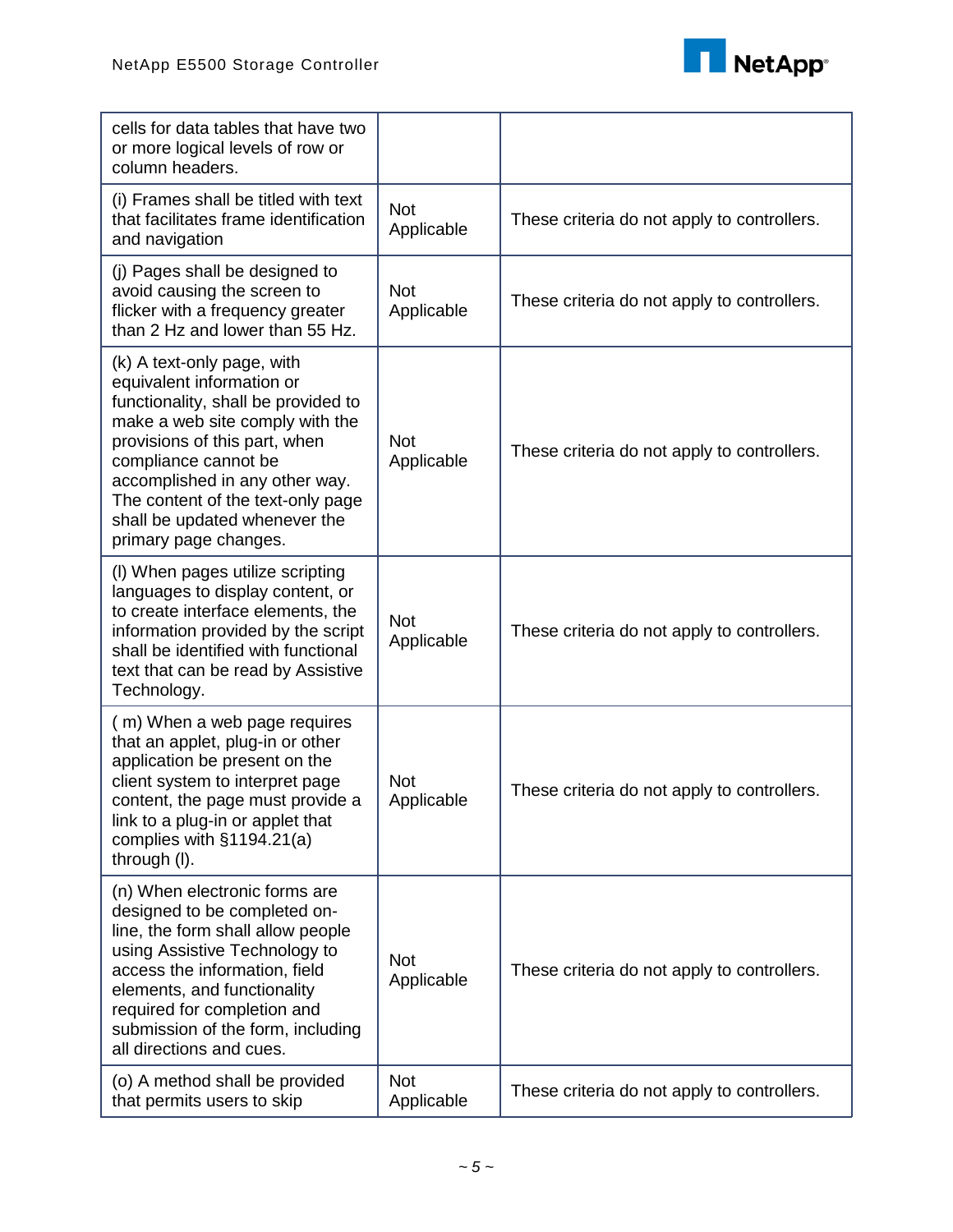| | | |
|---|---|---|
| cells for data tables that have two or more logical levels of row or column headers. | | |
| (i) Frames shall be titled with text that facilitates frame identification and navigation | Not Applicable | These criteria do not apply to controllers. |
| (j) Pages shall be designed to avoid causing the screen to flicker with a frequency greater than 2 Hz and lower than 55 Hz. | Not Applicable | These criteria do not apply to controllers. |
| (k) A text-only page, with equivalent information or functionality, shall be provided to make a web site comply with the provisions of this part, when compliance cannot be accomplished in any other way. The content of the text-only page shall be updated whenever the primary page changes. | Not Applicable | These criteria do not apply to controllers. |
| (l) When pages utilize scripting languages to display content, or to create interface elements, the information provided by the script shall be identified with functional text that can be read by Assistive Technology. | Not Applicable | These criteria do not apply to controllers. |
| ( m) When a web page requires that an applet, plug-in or other application be present on the client system to interpret page content, the page must provide a link to a plug-in or applet that complies with §1194.21(a) through (l). | Not Applicable | These criteria do not apply to controllers. |
| (n) When electronic forms are designed to be completed on-line, the form shall allow people using Assistive Technology to access the information, field elements, and functionality required for completion and submission of the form, including all directions and cues. | Not Applicable | These criteria do not apply to controllers. |
| (o) A method shall be provided that permits users to skip | Not Applicable | These criteria do not apply to controllers. |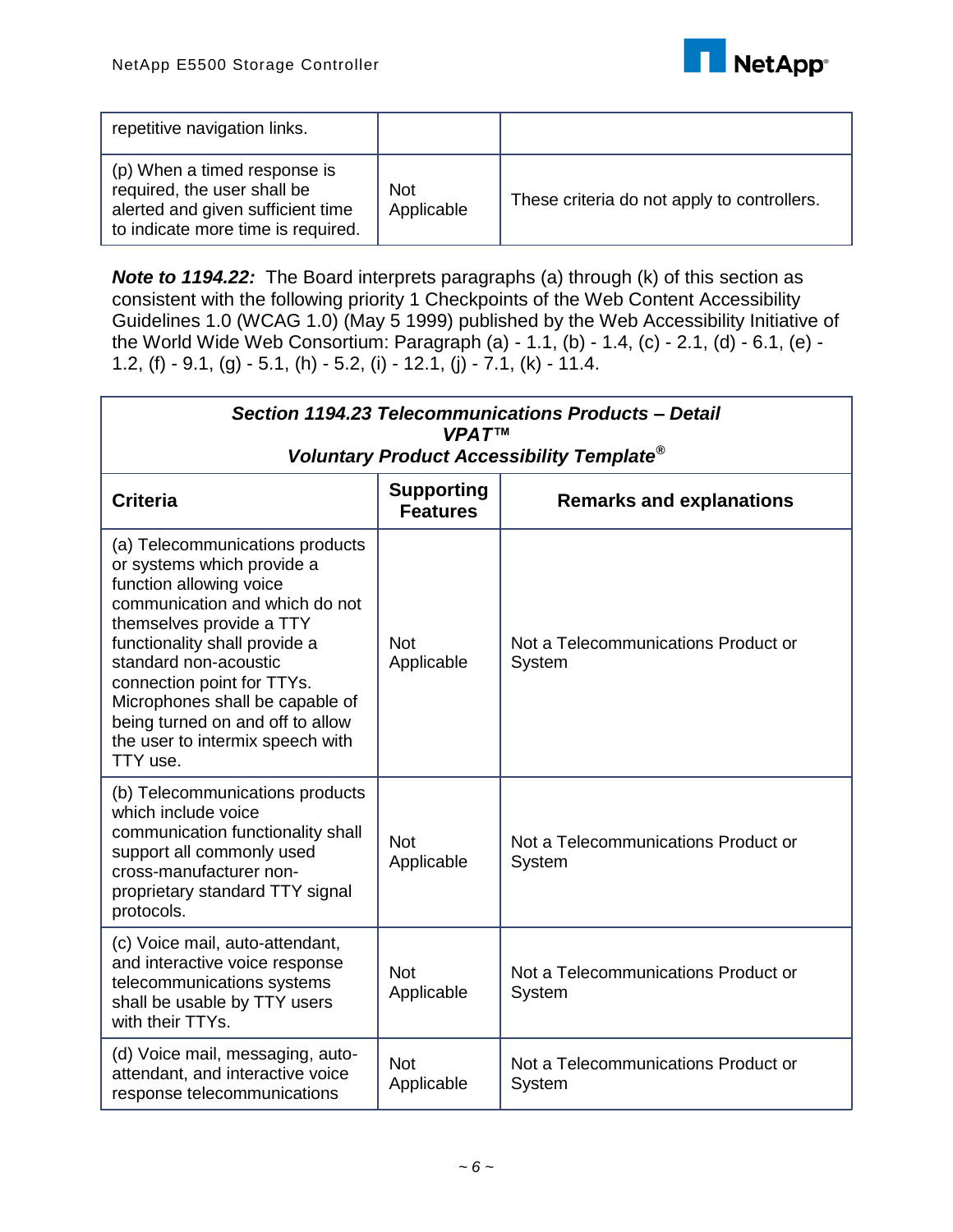| | | |
|---|---|---|
| repetitive navigation links. | | |
| (p) When a timed response is required, the user shall be alerted and given sufficient time to indicate more time is required. | Not Applicable | These criteria do not apply to controllers. |

***Note to 1194.22:*** The Board interprets paragraphs (a) through (k) of this section as consistent with the following priority 1 Checkpoints of the Web Content Accessibility Guidelines 1.0 (WCAG 1.0) (May 5 1999) published by the Web Accessibility Initiative of the World Wide Web Consortium: Paragraph (a) - 1.1, (b) - 1.4, (c) - 2.1, (d) - 6.1, (e) - 1.2, (f) - 9.1, (g) - 5.1, (h) - 5.2, (i) - 12.1, (j) - 7.1, (k) - 11.4.

***Section 1194.23 Telecommunications Products – Detail VPAT™ Voluntary Product Accessibility Template®***

| Criteria | Supporting Features | Remarks and explanations |
|---|---|---|
| (a) Telecommunications products or systems which provide a function allowing voice communication and which do not themselves provide a TTY functionality shall provide a standard non-acoustic connection point for TTYs. Microphones shall be capable of being turned on and off to allow the user to intermix speech with TTY use. | Not Applicable | Not a Telecommunications Product or System |
| (b) Telecommunications products which include voice communication functionality shall support all commonly used cross-manufacturer non-proprietary standard TTY signal protocols. | Not Applicable | Not a Telecommunications Product or System |
| (c) Voice mail, auto-attendant, and interactive voice response telecommunications systems shall be usable by TTY users with their TTYs. | Not Applicable | Not a Telecommunications Product or System |
| (d) Voice mail, messaging, auto-attendant, and interactive voice response telecommunications | Not Applicable | Not a Telecommunications Product or System |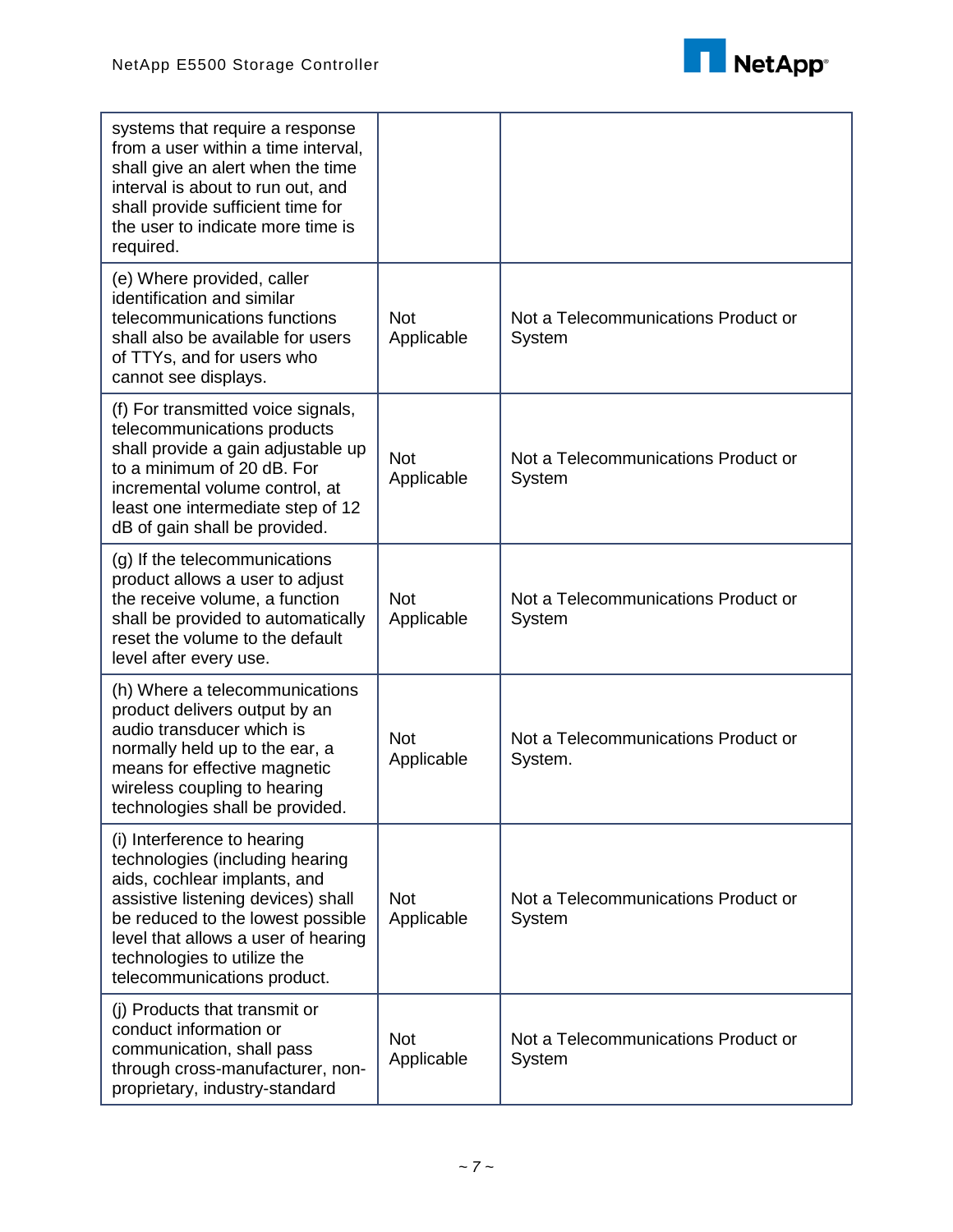| | | |
|---|---|---|
| systems that require a response from a user within a time interval, shall give an alert when the time interval is about to run out, and shall provide sufficient time for the user to indicate more time is required. | | |
| (e) Where provided, caller identification and similar telecommunications functions shall also be available for users of TTYs, and for users who cannot see displays. | Not Applicable | Not a Telecommunications Product or System |
| (f) For transmitted voice signals, telecommunications products shall provide a gain adjustable up to a minimum of 20 dB. For incremental volume control, at least one intermediate step of 12 dB of gain shall be provided. | Not Applicable | Not a Telecommunications Product or System |
| (g) If the telecommunications product allows a user to adjust the receive volume, a function shall be provided to automatically reset the volume to the default level after every use. | Not Applicable | Not a Telecommunications Product or System |
| (h) Where a telecommunications product delivers output by an audio transducer which is normally held up to the ear, a means for effective magnetic wireless coupling to hearing technologies shall be provided. | Not Applicable | Not a Telecommunications Product or System. |
| (i) Interference to hearing technologies (including hearing aids, cochlear implants, and assistive listening devices) shall be reduced to the lowest possible level that allows a user of hearing technologies to utilize the telecommunications product. | Not Applicable | Not a Telecommunications Product or System |
| (j) Products that transmit or conduct information or communication, shall pass through cross-manufacturer, non-proprietary, industry-standard | Not Applicable | Not a Telecommunications Product or System |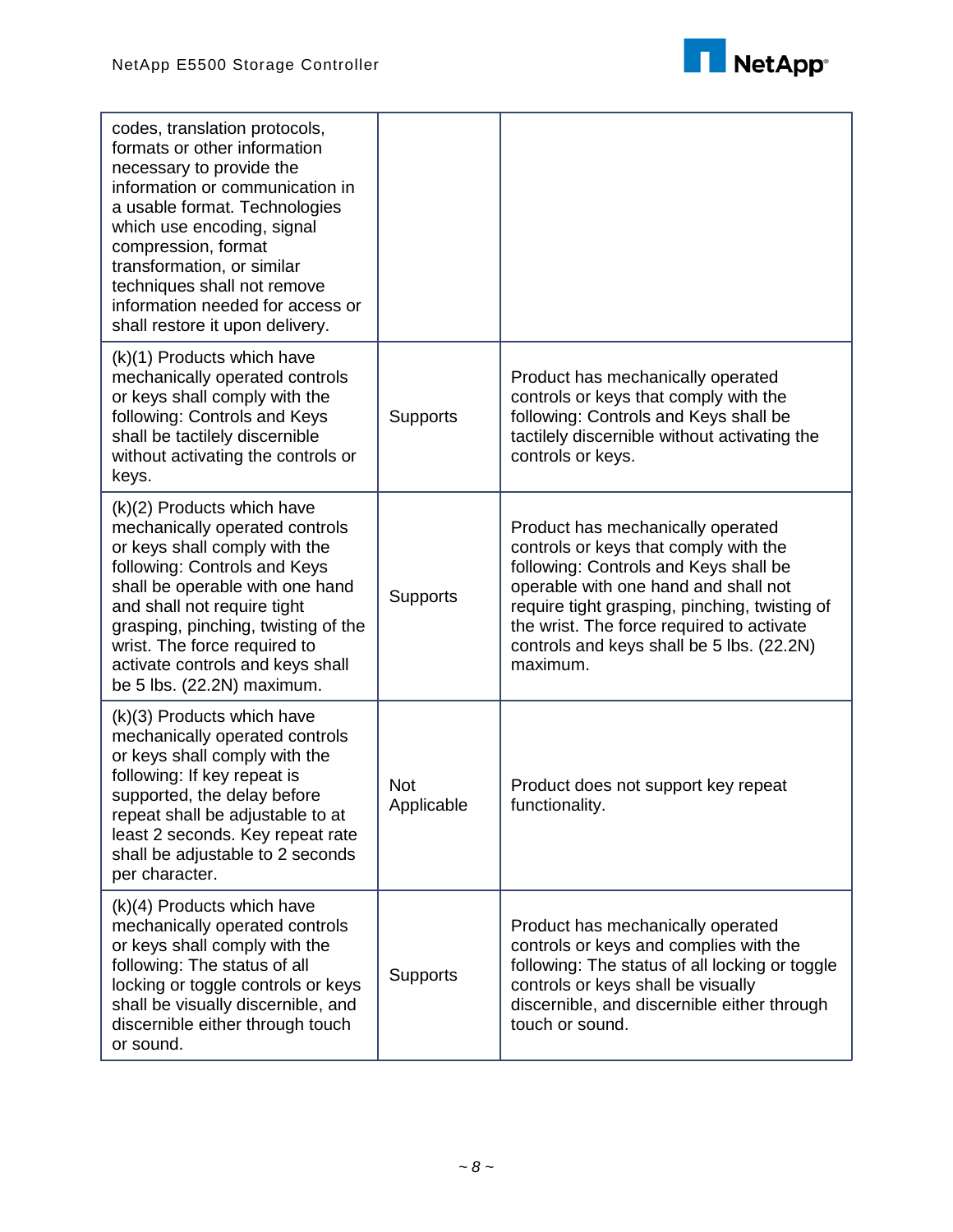| | | |
|---|---|---|
| codes, translation protocols, formats or other information necessary to provide the information or communication in a usable format. Technologies which use encoding, signal compression, format transformation, or similar techniques shall not remove information needed for access or shall restore it upon delivery. | | |
| (k)(1) Products which have mechanically operated controls or keys shall comply with the following: Controls and Keys shall be tactilely discernible without activating the controls or keys. | Supports | Product has mechanically operated controls or keys that comply with the following: Controls and Keys shall be tactilely discernible without activating the controls or keys. |
| (k)(2) Products which have mechanically operated controls or keys shall comply with the following: Controls and Keys shall be operable with one hand and shall not require tight grasping, pinching, twisting of the wrist. The force required to activate controls and keys shall be 5 lbs. (22.2N) maximum. | Supports | Product has mechanically operated controls or keys that comply with the following: Controls and Keys shall be operable with one hand and shall not require tight grasping, pinching, twisting of the wrist. The force required to activate controls and keys shall be 5 lbs. (22.2N) maximum. |
| (k)(3) Products which have mechanically operated controls or keys shall comply with the following: If key repeat is supported, the delay before repeat shall be adjustable to at least 2 seconds. Key repeat rate shall be adjustable to 2 seconds per character. | Not Applicable | Product does not support key repeat functionality. |
| (k)(4) Products which have mechanically operated controls or keys shall comply with the following: The status of all locking or toggle controls or keys shall be visually discernible, and discernible either through touch or sound. | Supports | Product has mechanically operated controls or keys and complies with the following: The status of all locking or toggle controls or keys shall be visually discernible, and discernible either through touch or sound. |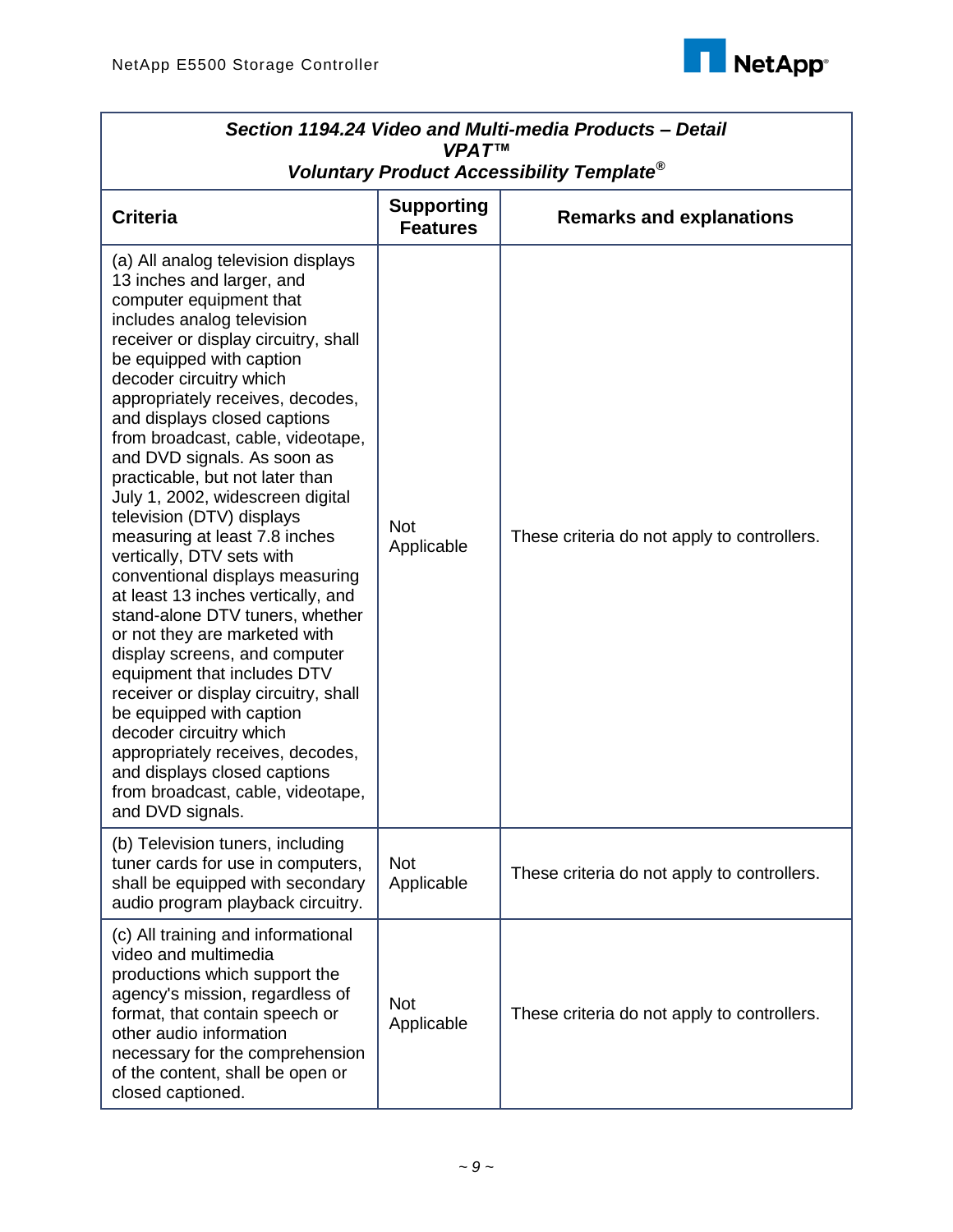| ***Section 1194.24 Video and Multi-media Products – Detail*** ***VPAT™*** ***Voluntary Product Accessibility Template®*** | | |
|---|---|---|
| **Criteria** | **Supporting Features** | **Remarks and explanations** |
| (a) All analog television displays 13 inches and larger, and computer equipment that includes analog television receiver or display circuitry, shall be equipped with caption decoder circuitry which appropriately receives, decodes, and displays closed captions from broadcast, cable, videotape, and DVD signals. As soon as practicable, but not later than July 1, 2002, widescreen digital television (DTV) displays measuring at least 7.8 inches vertically, DTV sets with conventional displays measuring at least 13 inches vertically, and stand-alone DTV tuners, whether or not they are marketed with display screens, and computer equipment that includes DTV receiver or display circuitry, shall be equipped with caption decoder circuitry which appropriately receives, decodes, and displays closed captions from broadcast, cable, videotape, and DVD signals. | Not Applicable | These criteria do not apply to controllers. |
| (b) Television tuners, including tuner cards for use in computers, shall be equipped with secondary audio program playback circuitry. | Not Applicable | These criteria do not apply to controllers. |
| (c) All training and informational video and multimedia productions which support the agency's mission, regardless of format, that contain speech or other audio information necessary for the comprehension of the content, shall be open or closed captioned. | Not Applicable | These criteria do not apply to controllers. |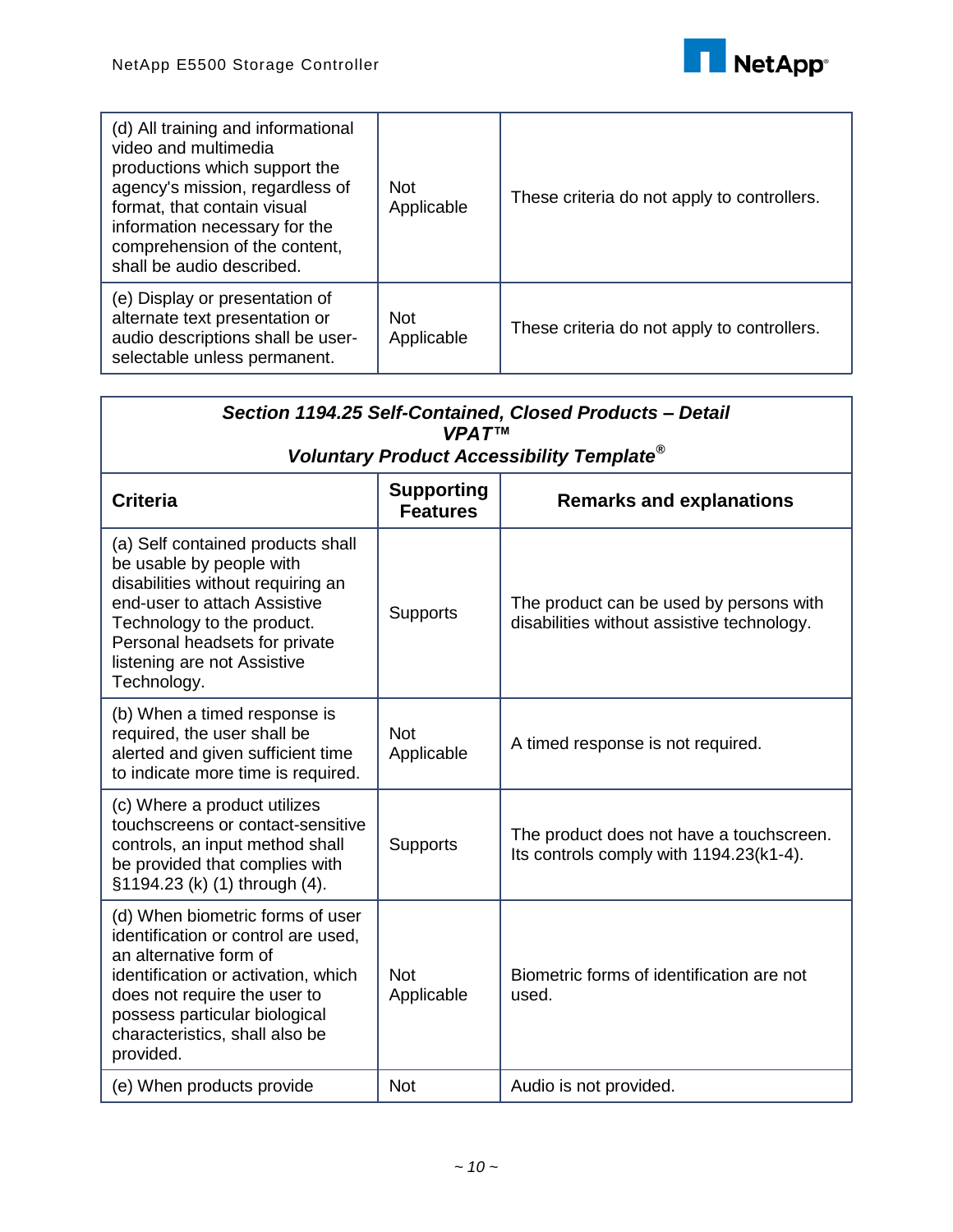| (d) All training and informational video and multimedia productions which support the agency's mission, regardless of format, that contain visual information necessary for the comprehension of the content, shall be audio described. | Not Applicable | These criteria do not apply to controllers. |
|---|---|---|
| (e) Display or presentation of alternate text presentation or audio descriptions shall be user-selectable unless permanent. | Not Applicable | These criteria do not apply to controllers. |

***Section 1194.25 Self-Contained, Closed Products – Detail VPAT™ Voluntary Product Accessibility Template®***

| **Criteria** | **Supporting Features** | **Remarks and explanations** |
|---|---|---|
| (a) Self contained products shall be usable by people with disabilities without requiring an end-user to attach Assistive Technology to the product. Personal headsets for private listening are not Assistive Technology. | Supports | The product can be used by persons with disabilities without assistive technology. |
| (b) When a timed response is required, the user shall be alerted and given sufficient time to indicate more time is required. | Not Applicable | A timed response is not required. |
| (c) Where a product utilizes touchscreens or contact-sensitive controls, an input method shall be provided that complies with §1194.23 (k) (1) through (4). | Supports | The product does not have a touchscreen. Its controls comply with 1194.23(k1-4). |
| (d) When biometric forms of user identification or control are used, an alternative form of identification or activation, which does not require the user to possess particular biological characteristics, shall also be provided. | Not Applicable | Biometric forms of identification are not used. |
| (e) When products provide | Not | Audio is not provided. |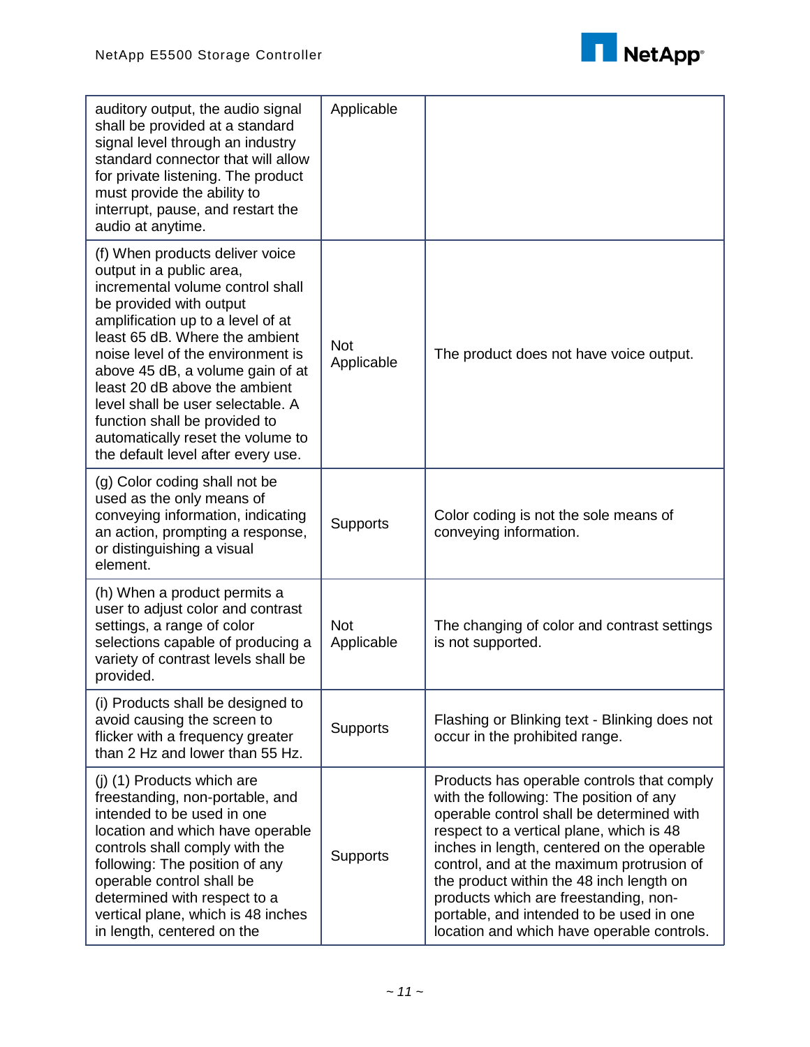| | | |
|---|---|---|
| auditory output, the audio signal shall be provided at a standard signal level through an industry standard connector that will allow for private listening. The product must provide the ability to interrupt, pause, and restart the audio at anytime. | Applicable | |
| (f) When products deliver voice output in a public area, incremental volume control shall be provided with output amplification up to a level of at least 65 dB. Where the ambient noise level of the environment is above 45 dB, a volume gain of at least 20 dB above the ambient level shall be user selectable. A function shall be provided to automatically reset the volume to the default level after every use. | Not Applicable | The product does not have voice output. |
| (g) Color coding shall not be used as the only means of conveying information, indicating an action, prompting a response, or distinguishing a visual element. | Supports | Color coding is not the sole means of conveying information. |
| (h) When a product permits a user to adjust color and contrast settings, a range of color selections capable of producing a variety of contrast levels shall be provided. | Not Applicable | The changing of color and contrast settings is not supported. |
| (i) Products shall be designed to avoid causing the screen to flicker with a frequency greater than 2 Hz and lower than 55 Hz. | Supports | Flashing or Blinking text - Blinking does not occur in the prohibited range. |
| (j) (1) Products which are freestanding, non-portable, and intended to be used in one location and which have operable controls shall comply with the following: The position of any operable control shall be determined with respect to a vertical plane, which is 48 inches in length, centered on the | Supports | Products has operable controls that comply with the following: The position of any operable control shall be determined with respect to a vertical plane, which is 48 inches in length, centered on the operable control, and at the maximum protrusion of the product within the 48 inch length on products which are freestanding, non-portable, and intended to be used in one location and which have operable controls. |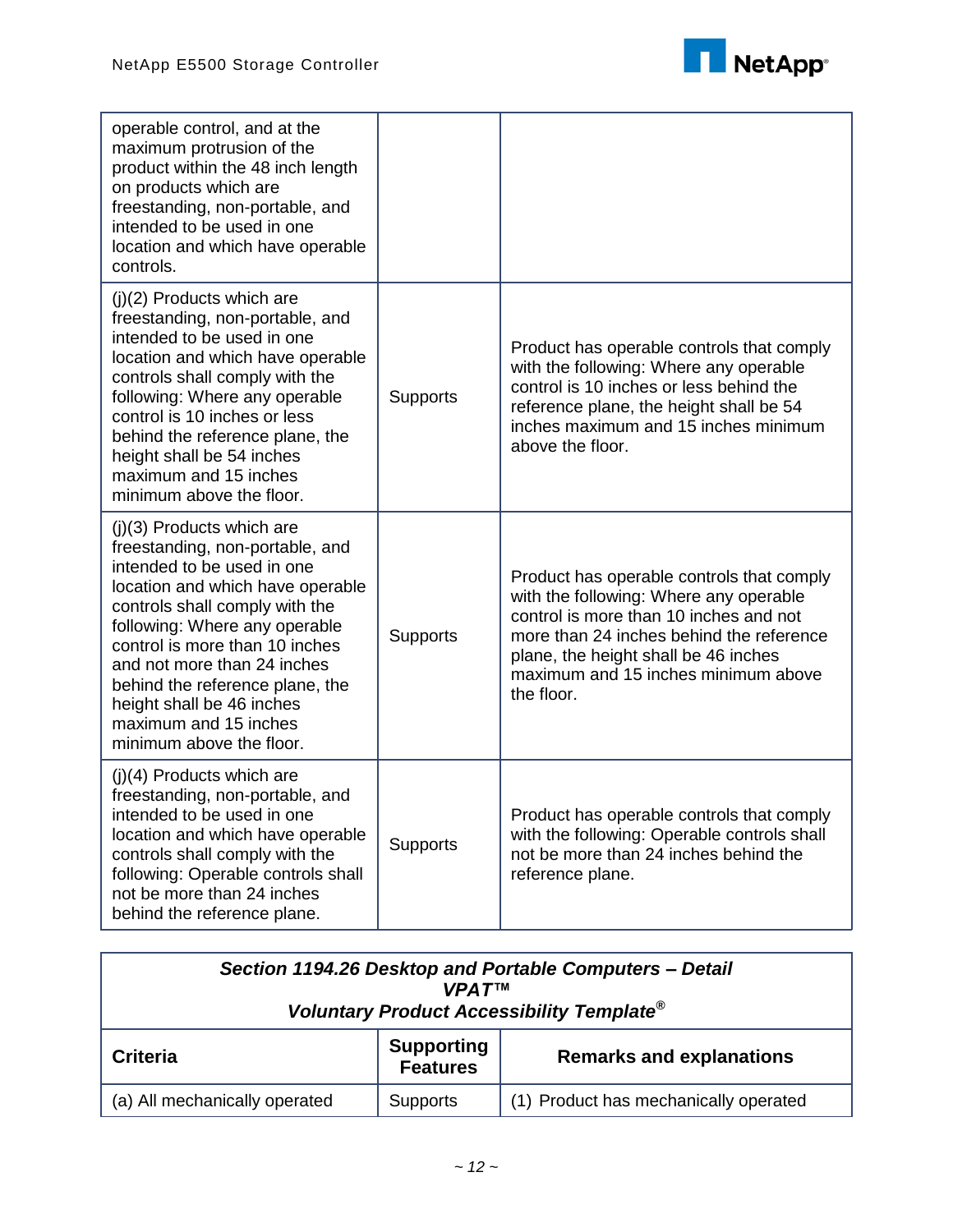| | | |
|---|---|---|
| operable control, and at the maximum protrusion of the product within the 48 inch length on products which are freestanding, non-portable, and intended to be used in one location and which have operable controls. | | |
| (j)(2) Products which are freestanding, non-portable, and intended to be used in one location and which have operable controls shall comply with the following: Where any operable control is 10 inches or less behind the reference plane, the height shall be 54 inches maximum and 15 inches minimum above the floor. | Supports | Product has operable controls that comply with the following: Where any operable control is 10 inches or less behind the reference plane, the height shall be 54 inches maximum and 15 inches minimum above the floor. |
| (j)(3) Products which are freestanding, non-portable, and intended to be used in one location and which have operable controls shall comply with the following: Where any operable control is more than 10 inches and not more than 24 inches behind the reference plane, the height shall be 46 inches maximum and 15 inches minimum above the floor. | Supports | Product has operable controls that comply with the following: Where any operable control is more than 10 inches and not more than 24 inches behind the reference plane, the height shall be 46 inches maximum and 15 inches minimum above the floor. |
| (j)(4) Products which are freestanding, non-portable, and intended to be used in one location and which have operable controls shall comply with the following: Operable controls shall not be more than 24 inches behind the reference plane. | Supports | Product has operable controls that comply with the following: Operable controls shall not be more than 24 inches behind the reference plane. |

***Section 1194.26 Desktop and Portable Computers – Detail***
***VPAT™***
***Voluntary Product Accessibility Template®***

| Criteria | Supporting Features | Remarks and explanations |
|---|---|---|
| (a) All mechanically operated | Supports | (1) Product has mechanically operated |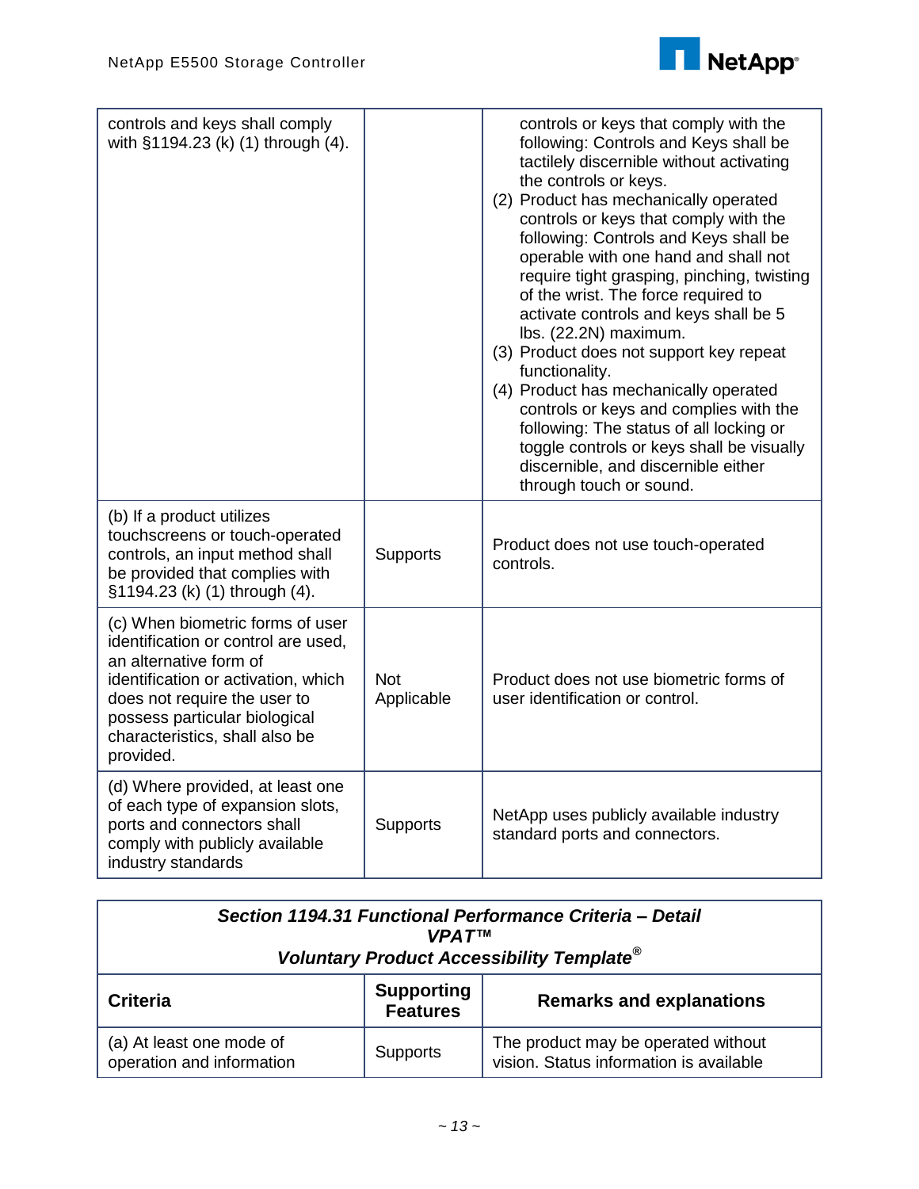| | | |
|---|---|---|
| controls and keys shall comply with §1194.23 (k) (1) through (4). | | controls or keys that comply with the following: Controls and Keys shall be tactilely discernible without activating the controls or keys.<br>(2) Product has mechanically operated controls or keys that comply with the following: Controls and Keys shall be operable with one hand and shall not require tight grasping, pinching, twisting of the wrist. The force required to activate controls and keys shall be 5 lbs. (22.2N) maximum.<br>(3) Product does not support key repeat functionality.<br>(4) Product has mechanically operated controls or keys and complies with the following: The status of all locking or toggle controls or keys shall be visually discernible, and discernible either through touch or sound. |
| (b) If a product utilizes touchscreens or touch-operated controls, an input method shall be provided that complies with §1194.23 (k) (1) through (4). | Supports | Product does not use touch-operated controls. |
| (c) When biometric forms of user identification or control are used, an alternative form of identification or activation, which does not require the user to possess particular biological characteristics, shall also be provided. | Not Applicable | Product does not use biometric forms of user identification or control. |
| (d) Where provided, at least one of each type of expansion slots, ports and connectors shall comply with publicly available industry standards | Supports | NetApp uses publicly available industry standard ports and connectors. |

**_Section 1194.31 Functional Performance Criteria – Detail_**
**_VPAT™_**
**_Voluntary Product Accessibility Template®_**

| Criteria | Supporting Features | Remarks and explanations |
|---|---|---|
| (a) At least one mode of operation and information | Supports | The product may be operated without vision. Status information is available |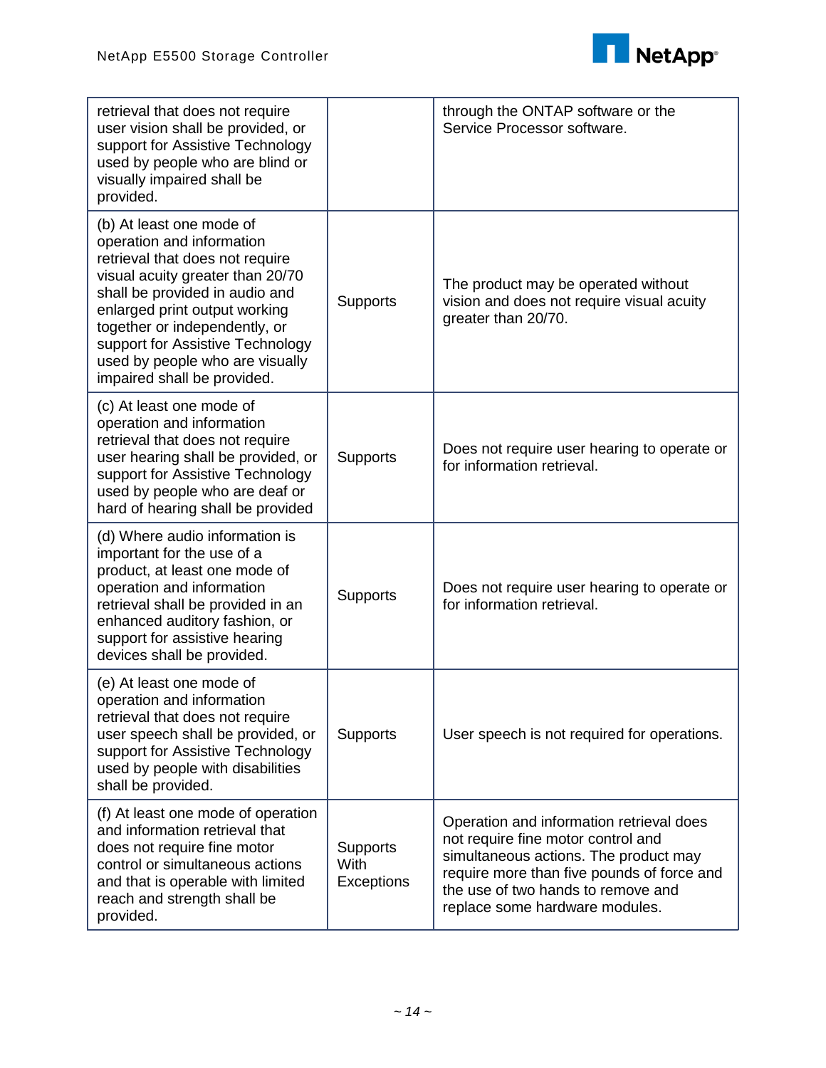| | | |
|---|---|---|
| retrieval that does not require user vision shall be provided, or support for Assistive Technology used by people who are blind or visually impaired shall be provided. | | through the ONTAP software or the Service Processor software. |
| (b) At least one mode of operation and information retrieval that does not require visual acuity greater than 20/70 shall be provided in audio and enlarged print output working together or independently, or support for Assistive Technology used by people who are visually impaired shall be provided. | Supports | The product may be operated without vision and does not require visual acuity greater than 20/70. |
| (c) At least one mode of operation and information retrieval that does not require user hearing shall be provided, or support for Assistive Technology used by people who are deaf or hard of hearing shall be provided | Supports | Does not require user hearing to operate or for information retrieval. |
| (d) Where audio information is important for the use of a product, at least one mode of operation and information retrieval shall be provided in an enhanced auditory fashion, or support for assistive hearing devices shall be provided. | Supports | Does not require user hearing to operate or for information retrieval. |
| (e) At least one mode of operation and information retrieval that does not require user speech shall be provided, or support for Assistive Technology used by people with disabilities shall be provided. | Supports | User speech is not required for operations. |
| (f) At least one mode of operation and information retrieval that does not require fine motor control or simultaneous actions and that is operable with limited reach and strength shall be provided. | Supports With Exceptions | Operation and information retrieval does not require fine motor control and simultaneous actions. The product may require more than five pounds of force and the use of two hands to remove and replace some hardware modules. |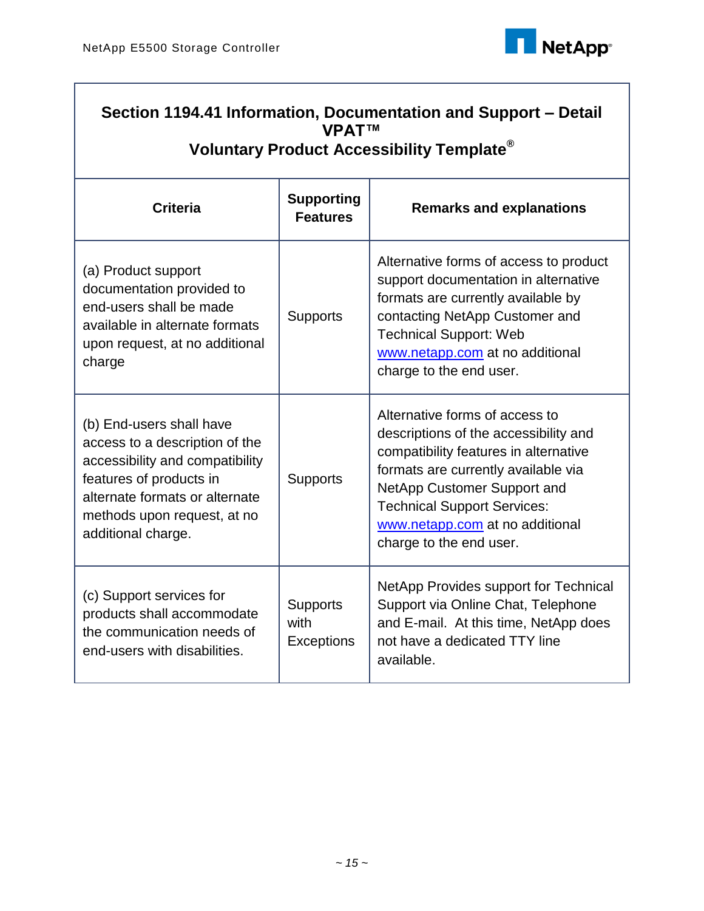## Section 1194.41 Information, Documentation and Support – Detail VPAT™ Voluntary Product Accessibility Template®

| Criteria | Supporting Features | Remarks and explanations |
|---|---|---|
| (a) Product support documentation provided to end-users shall be made available in alternate formats upon request, at no additional charge | Supports | Alternative forms of access to product support documentation in alternative formats are currently available by contacting NetApp Customer and Technical Support: Web www.netapp.com at no additional charge to the end user. |
| (b) End-users shall have access to a description of the accessibility and compatibility features of products in alternate formats or alternate methods upon request, at no additional charge. | Supports | Alternative forms of access to descriptions of the accessibility and compatibility features in alternative formats are currently available via NetApp Customer Support and Technical Support Services: www.netapp.com at no additional charge to the end user. |
| (c) Support services for products shall accommodate the communication needs of end-users with disabilities. | Supports with Exceptions | NetApp Provides support for Technical Support via Online Chat, Telephone and E-mail. At this time, NetApp does not have a dedicated TTY line available. |